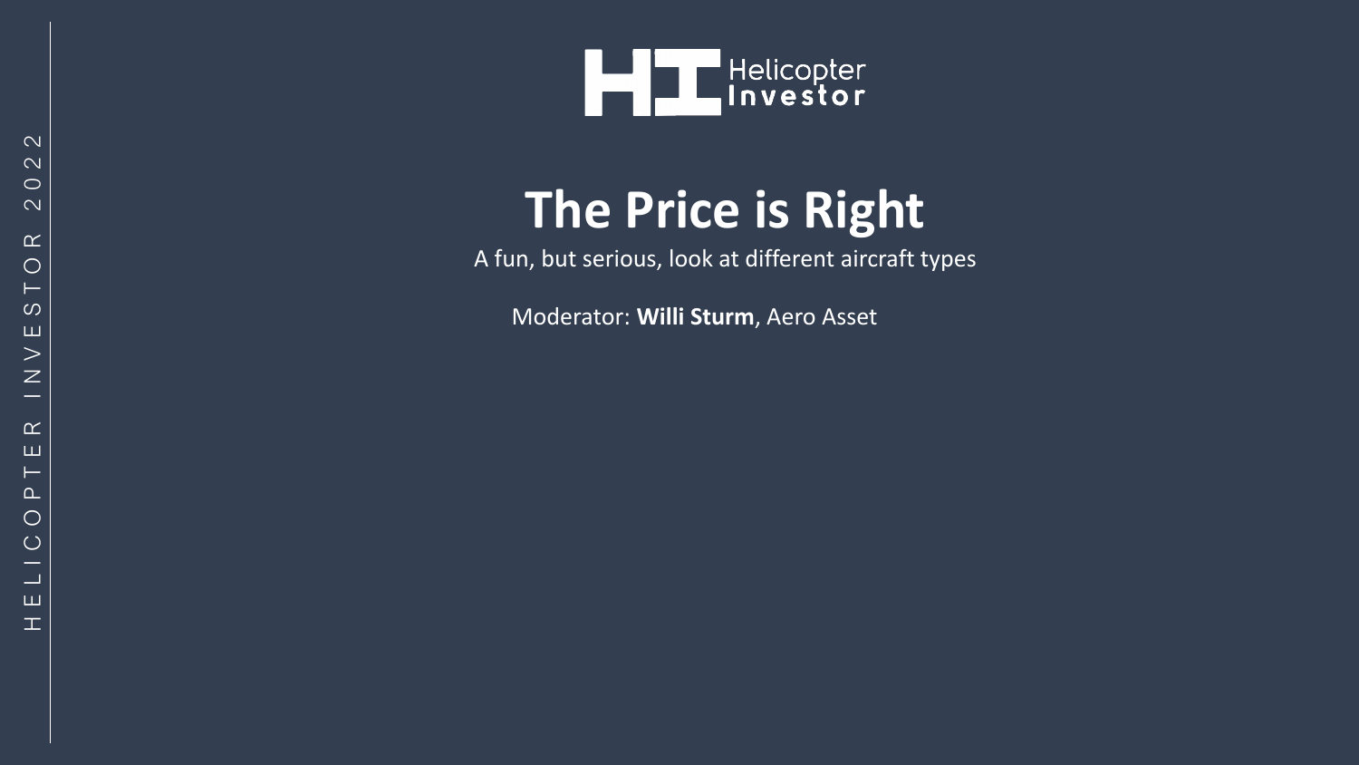Helicopter Investor

# The Price is Right

A fun, but serious, look at different aircraft types

Moderator: **Willi Sturm**, Aero Asset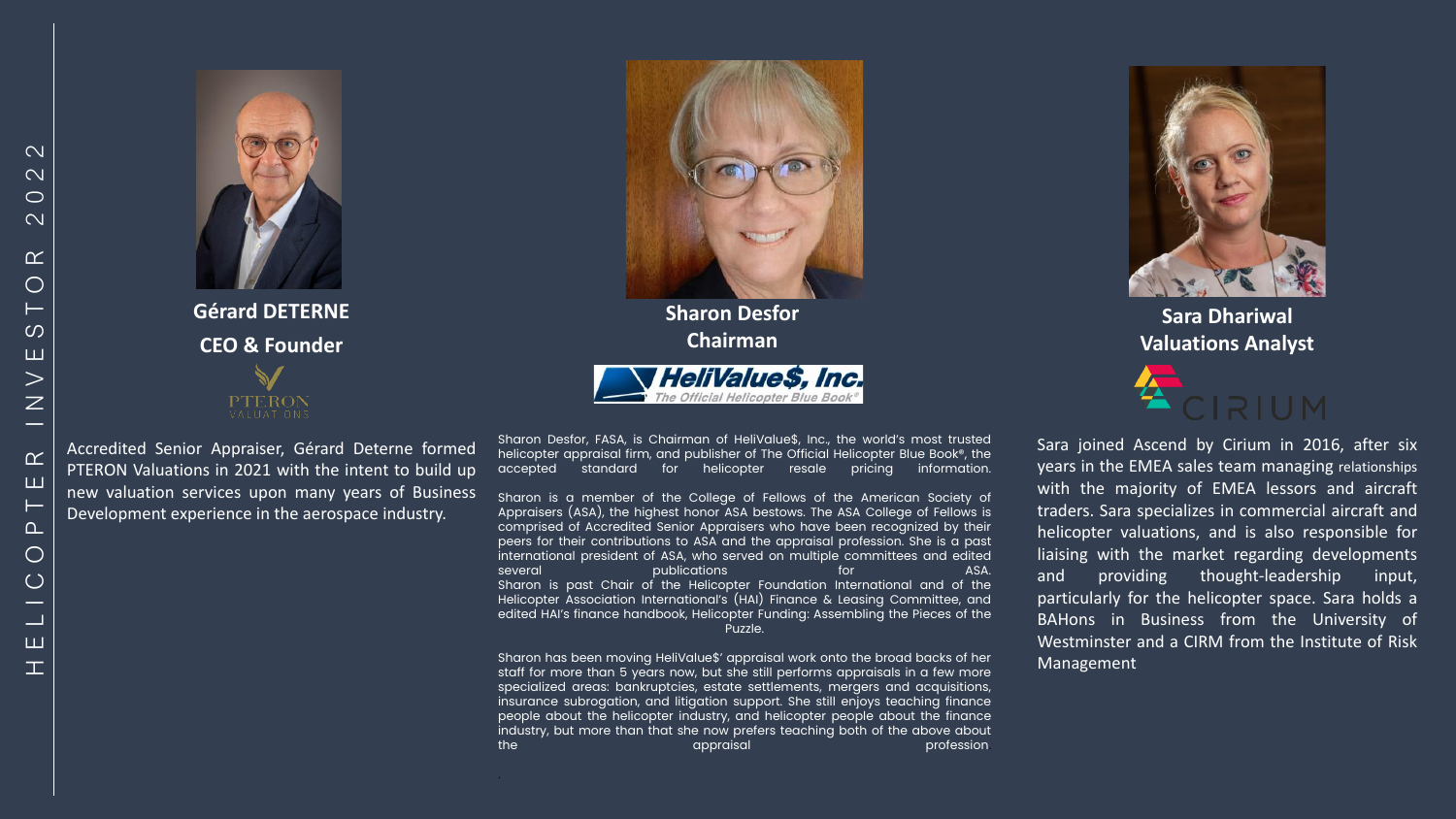**Gérard DETERNE**

**CEO & Founder**

PTERON VALUATIONS

Accredited Senior Appraiser, Gérard Deterne formed PTERON Valuations in 2021 with the intent to build up new valuation services upon many years of Business Development experience in the aerospace industry.

**Sharon Desfor**

**Chairman**

HeliValue$, Inc. The Official Helicopter Blue Book®

Sharon Desfor, FASA, is Chairman of HeliValue$, Inc., the world's most trusted helicopter appraisal firm, and publisher of The Official Helicopter Blue Book®, the accepted standard for helicopter resale pricing information.

Sharon is a member of the College of Fellows of the American Society of Appraisers (ASA), the highest honor ASA bestows. The ASA College of Fellows is comprised of Accredited Senior Appraisers who have been recognized by their peers for their contributions to ASA and the appraisal profession. She is a past international president of ASA, who served on multiple committees and edited several publications for ASA. Sharon is past Chair of the Helicopter Foundation International and of the Helicopter Association International's (HAI) Finance & Leasing Committee, and edited HAI's finance handbook, Helicopter Funding: Assembling the Pieces of the Puzzle.

Sharon has been moving HeliValue$' appraisal work onto the broad backs of her staff for more than 5 years now, but she still performs appraisals in a few more specialized areas: bankruptcies, estate settlements, mergers and acquisitions, insurance subrogation, and litigation support. She still enjoys teaching finance people about the helicopter industry, and helicopter people about the finance industry, but more than that she now prefers teaching both of the above about the appraisal profession

**Sara Dhariwal**

**Valuations Analyst**

CIRIUM

Sara joined Ascend by Cirium in 2016, after six years in the EMEA sales team managing relationships with the majority of EMEA lessors and aircraft traders. Sara specializes in commercial aircraft and helicopter valuations, and is also responsible for liaising with the market regarding developments and providing thought-leadership input, particularly for the helicopter space. Sara holds a BAHons in Business from the University of Westminster and a CIRM from the Institute of Risk Management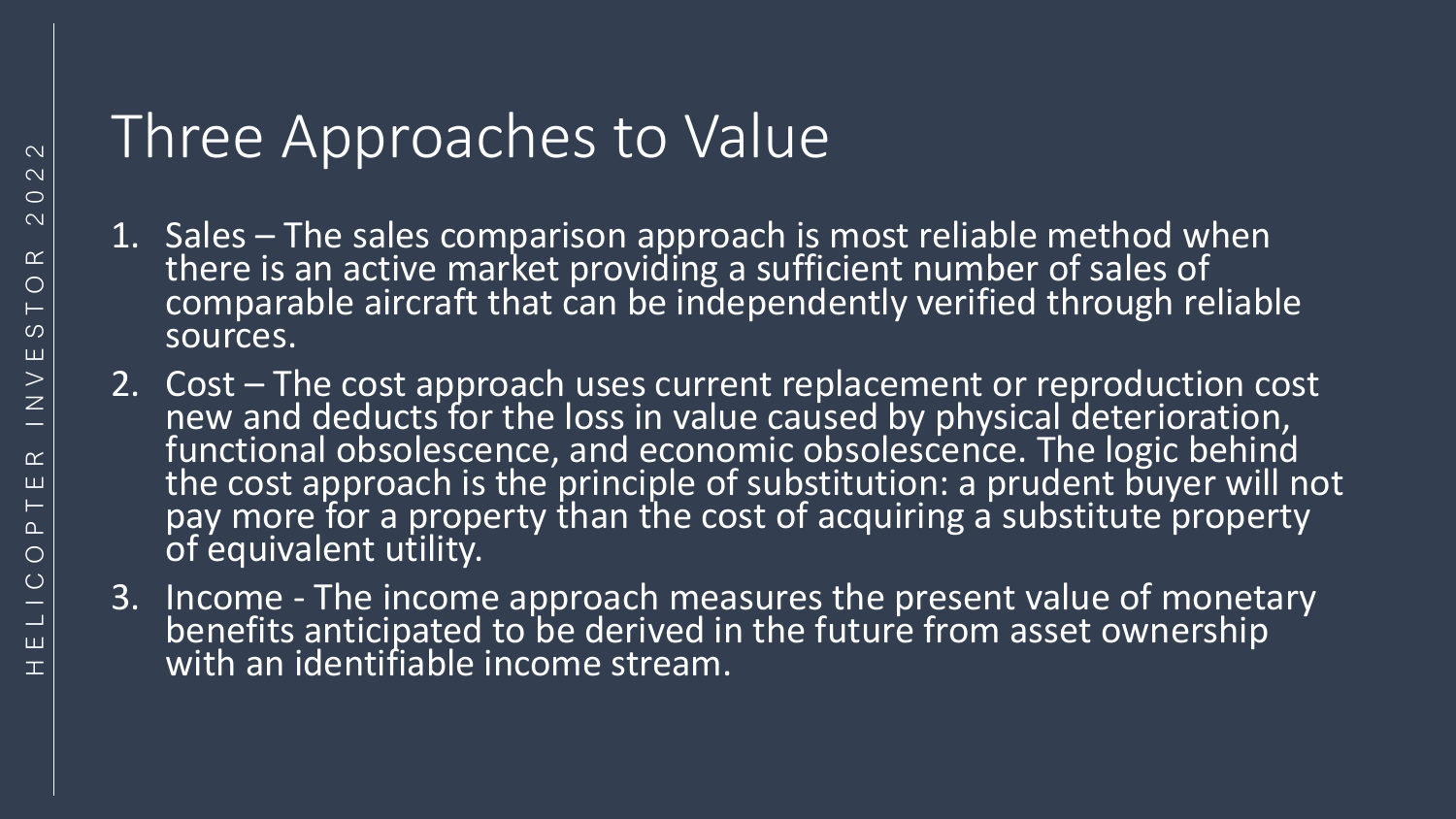# Three Approaches to Value

1. Sales – The sales comparison approach is most reliable method when there is an active market providing a sufficient number of sales of comparable aircraft that can be independently verified through reliable sources.
2. Cost – The cost approach uses current replacement or reproduction cost new and deducts for the loss in value caused by physical deterioration, functional obsolescence, and economic obsolescence. The logic behind the cost approach is the principle of substitution: a prudent buyer will not pay more for a property than the cost of acquiring a substitute property of equivalent utility.
3. Income - The income approach measures the present value of monetary benefits anticipated to be derived in the future from asset ownership with an identifiable income stream.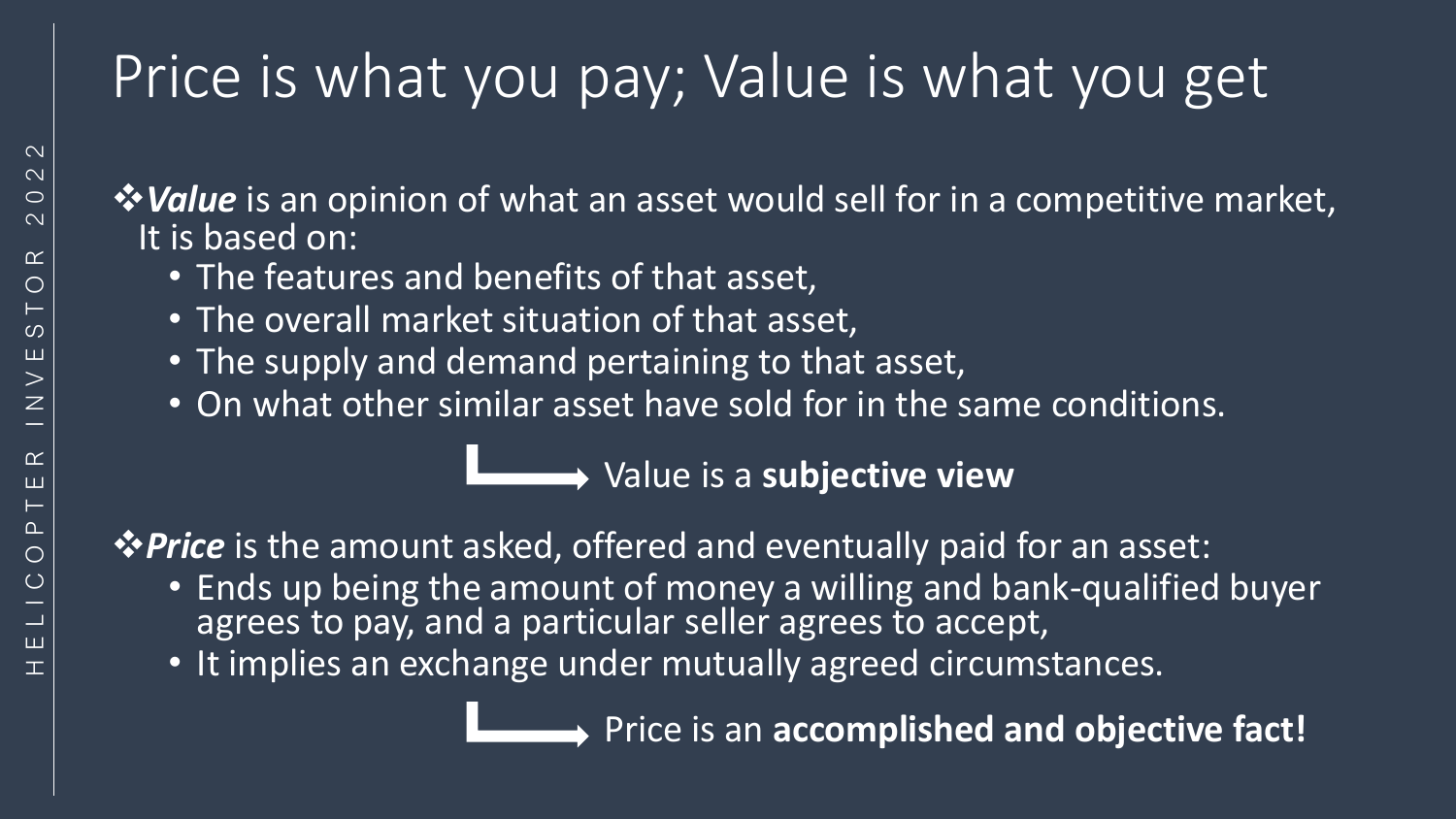# Price is what you pay; Value is what you get

❖***Value*** is an opinion of what an asset would sell for in a competitive market, It is based on:

- The features and benefits of that asset,
- The overall market situation of that asset,
- The supply and demand pertaining to that asset,
- On what other similar asset have sold for in the same conditions.

→ Value is a **subjective view**

❖***Price*** is the amount asked, offered and eventually paid for an asset:

- Ends up being the amount of money a willing and bank-qualified buyer agrees to pay, and a particular seller agrees to accept,
- It implies an exchange under mutually agreed circumstances.

→ Price is an **accomplished and objective fact!**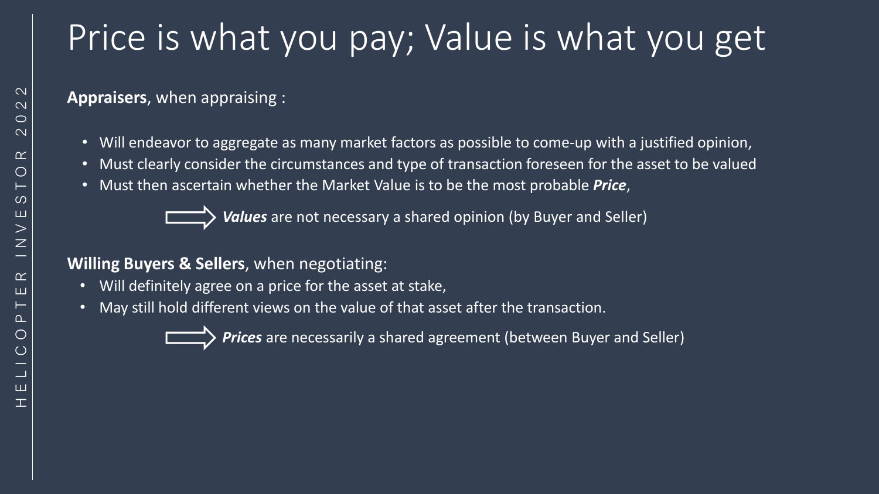# Price is what you pay; Value is what you get

**Appraisers**, when appraising :

- Will endeavor to aggregate as many market factors as possible to come-up with a justified opinion,
- Must clearly consider the circumstances and type of transaction foreseen for the asset to be valued
- Must then ascertain whether the Market Value is to be the most probable ***Price***,

⟹ ***Values*** are not necessary a shared opinion (by Buyer and Seller)

**Willing Buyers & Sellers**, when negotiating:

- Will definitely agree on a price for the asset at stake,
- May still hold different views on the value of that asset after the transaction.

⟹ ***Prices*** are necessarily a shared agreement (between Buyer and Seller)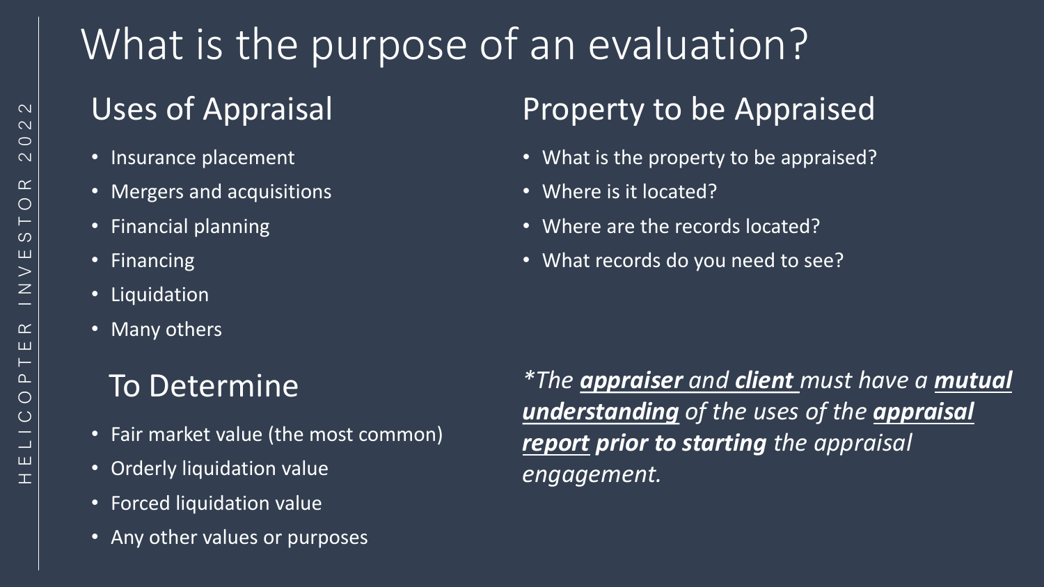# What is the purpose of an evaluation?

## Uses of Appraisal

- Insurance placement
- Mergers and acquisitions
- Financial planning
- Financing
- Liquidation
- Many others

## To Determine

- Fair market value (the most common)
- Orderly liquidation value
- Forced liquidation value
- Any other values or purposes

## Property to be Appraised

- What is the property to be appraised?
- Where is it located?
- Where are the records located?
- What records do you need to see?

*\*The **appraiser** and **client** must have a **mutual understanding** of the uses of the **appraisal report** **prior to starting** the appraisal engagement.*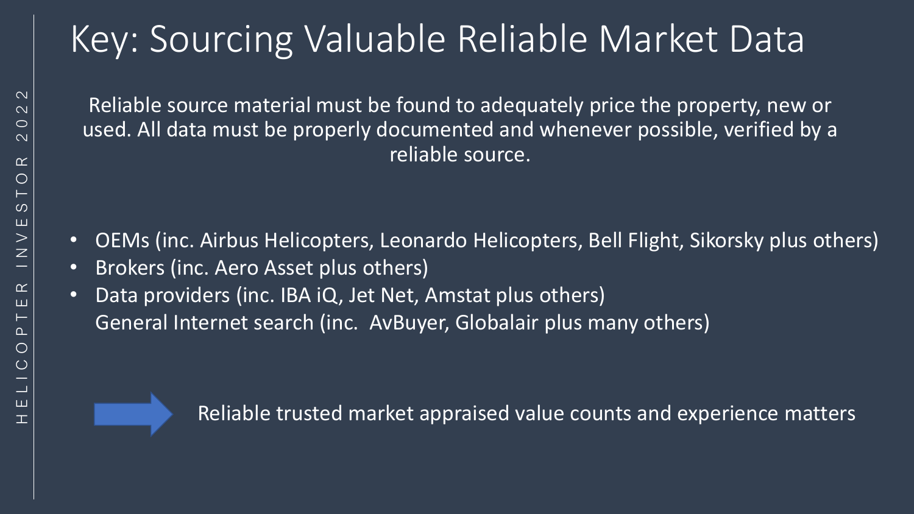# Key: Sourcing Valuable Reliable Market Data

Reliable source material must be found to adequately price the property, new or used. All data must be properly documented and whenever possible, verified by a reliable source.

- OEMs (inc. Airbus Helicopters, Leonardo Helicopters, Bell Flight, Sikorsky plus others)
- Brokers (inc. Aero Asset plus others)
- Data providers (inc. IBA iQ, Jet Net, Amstat plus others)
  General Internet search (inc.  AvBuyer, Globalair plus many others)

→ Reliable trusted market appraised value counts and experience matters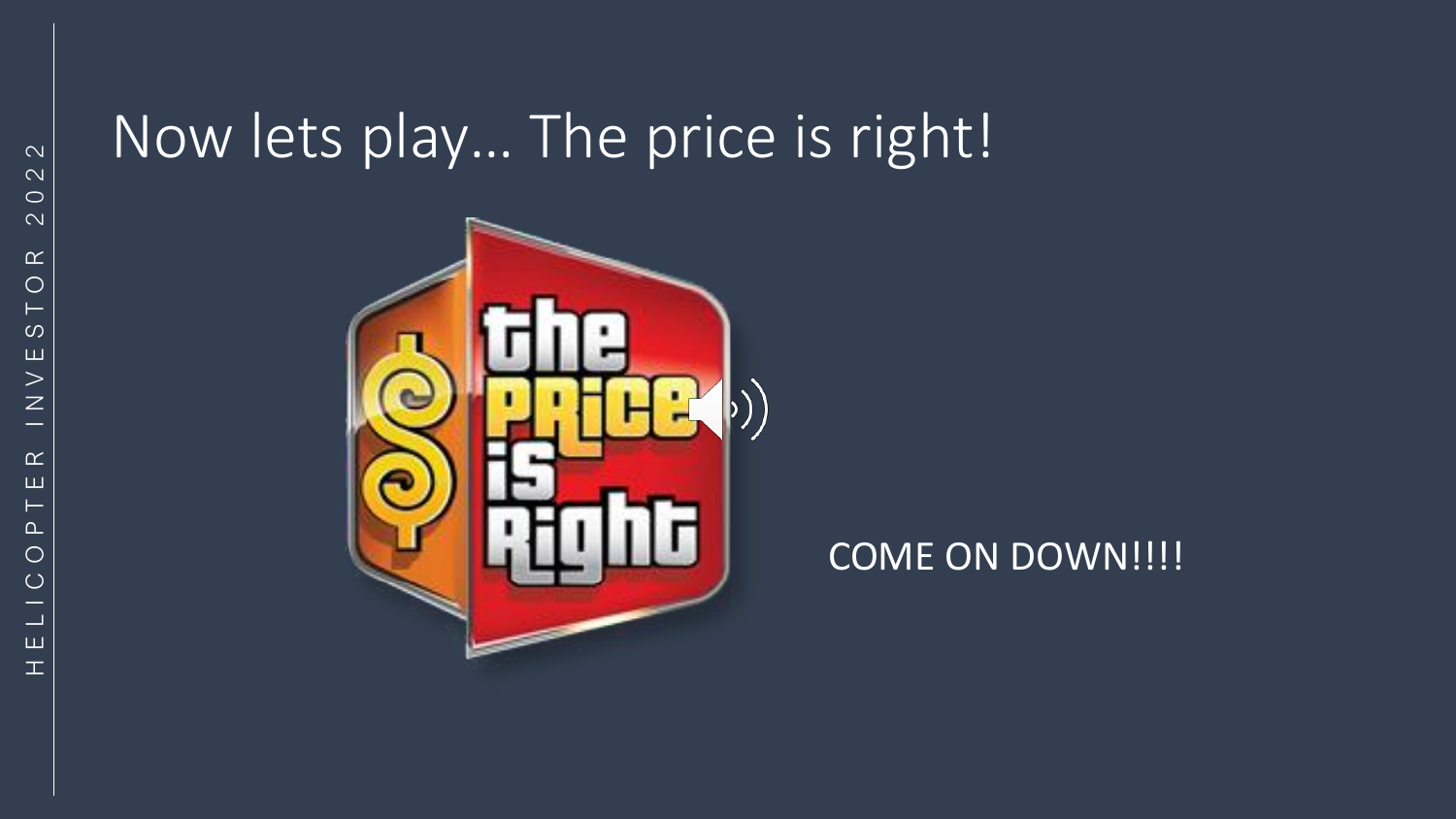# Now lets play… The price is right!

COME ON DOWN!!!!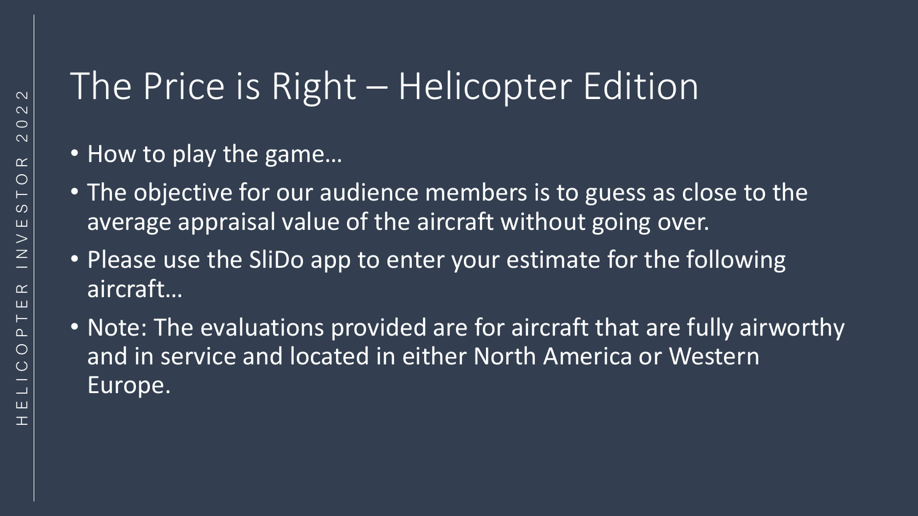# The Price is Right – Helicopter Edition

- How to play the game…
- The objective for our audience members is to guess as close to the average appraisal value of the aircraft without going over.
- Please use the SliDo app to enter your estimate for the following aircraft…
- Note: The evaluations provided are for aircraft that are fully airworthy and in service and located in either North America or Western Europe.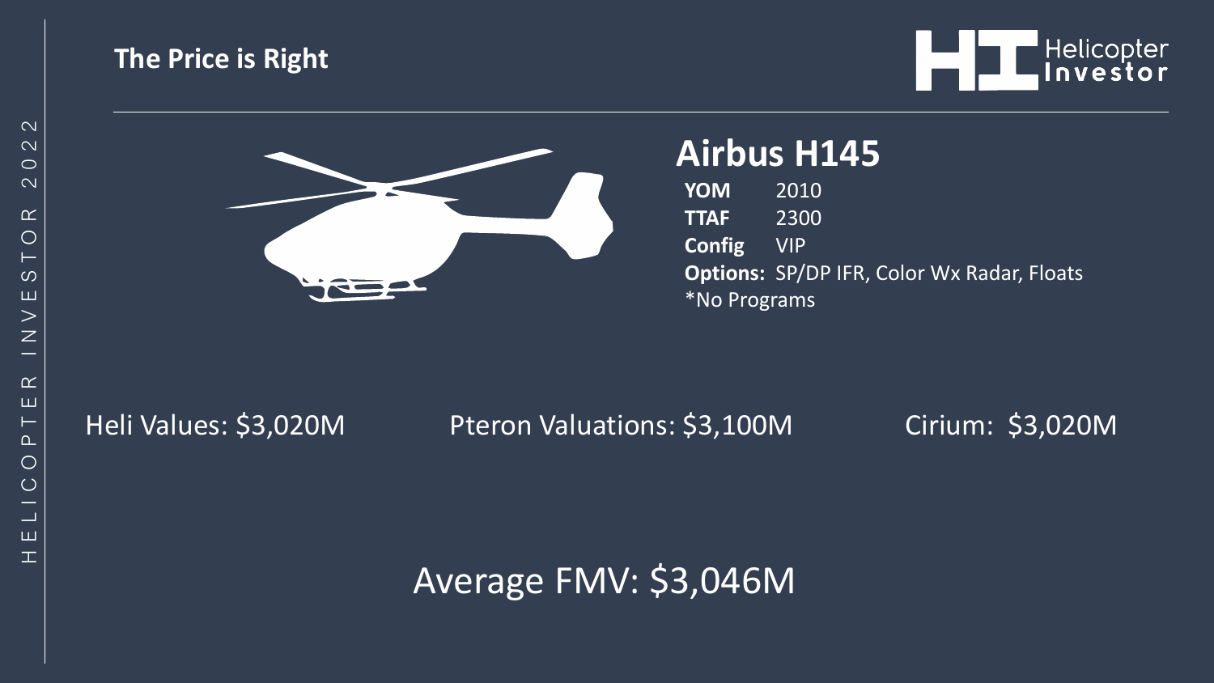## The Price is Right

# Airbus H145

**YOM** 2010
**TTAF** 2300
**Config** VIP
**Options:** SP/DP IFR, Color Wx Radar, Floats
*No Programs

Heli Values: $3,020M

Pteron Valuations: $3,100M

Cirium: $3,020M

Average FMV: $3,046M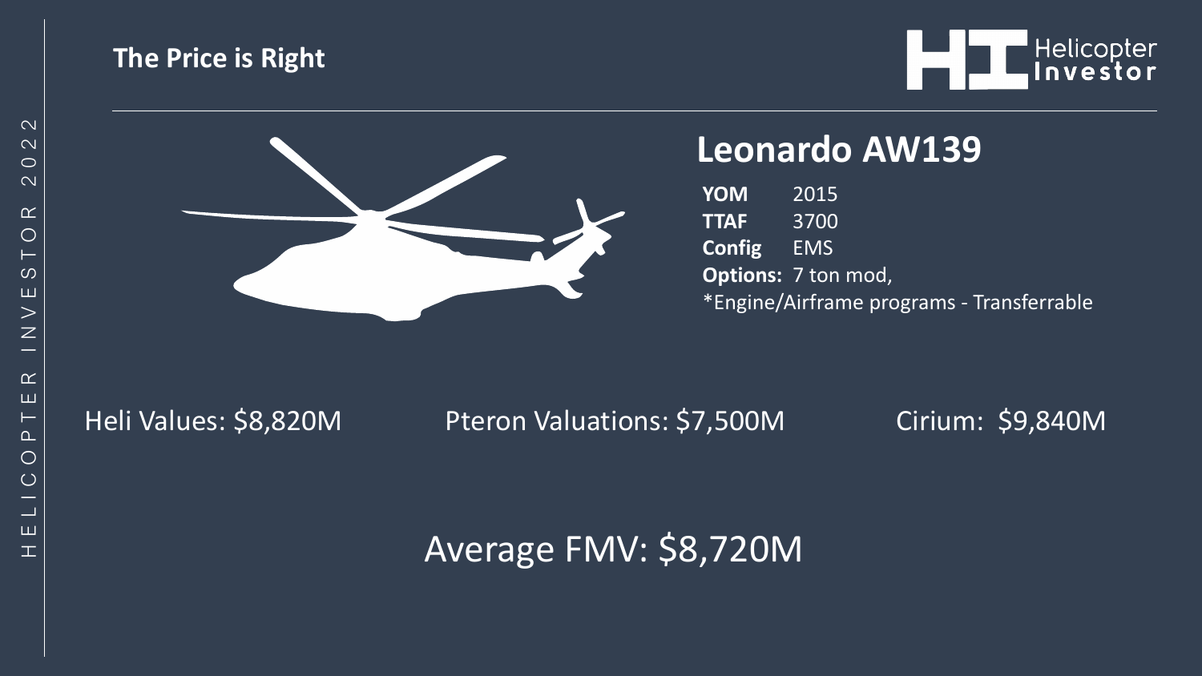# The Price is Right

## Leonardo AW139

**YOM** 2015
**TTAF** 3700
**Config** EMS
**Options:** 7 ton mod,
*Engine/Airframe programs - Transferrable

Heli Values: $8,820M

Pteron Valuations: $7,500M

Cirium: $9,840M

Average FMV: $8,720M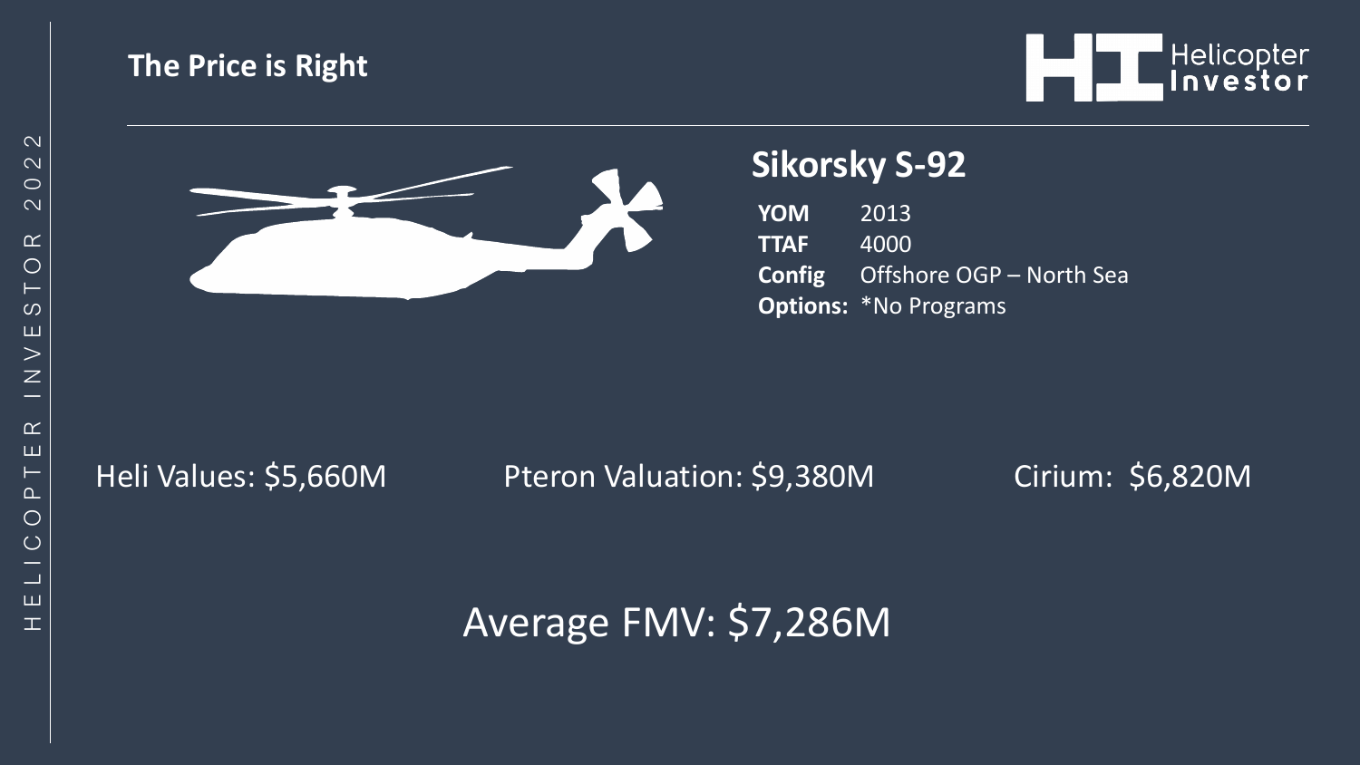## The Price is Right

### Sikorsky S-92

| | |
|---|---|
| **YOM** | 2013 |
| **TTAF** | 4000 |
| **Config** | Offshore OGP – North Sea |
| **Options:** | *No Programs |

Heli Values: $5,660M

Pteron Valuation: $9,380M

Cirium: $6,820M

Average FMV: $7,286M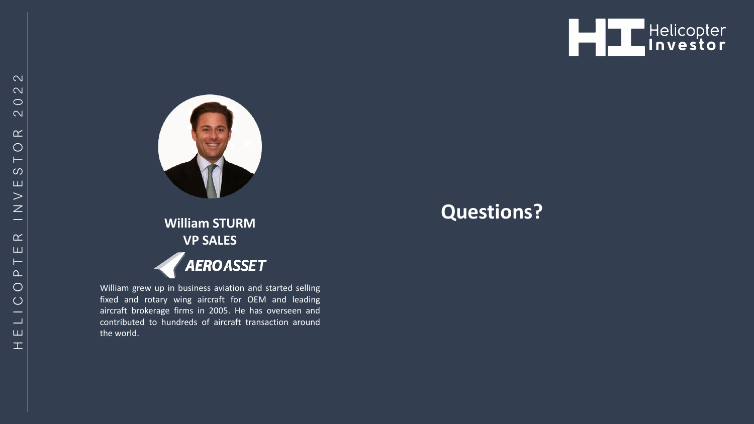**William STURM**
**VP SALES**

AEROASSET

William grew up in business aviation and started selling fixed and rotary wing aircraft for OEM and leading aircraft brokerage firms in 2005. He has overseen and contributed to hundreds of aircraft transaction around the world.

# Questions?